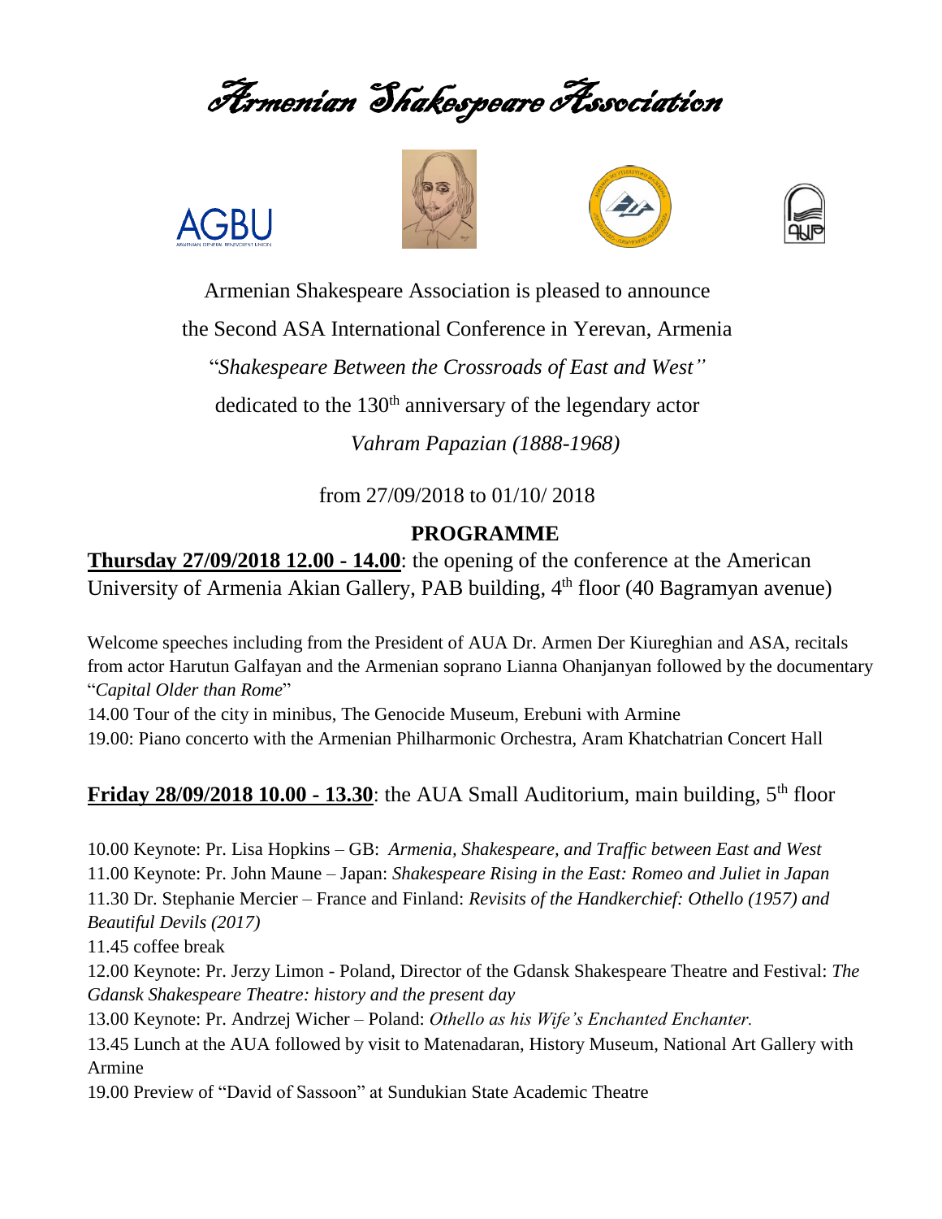# Armenian Shakespeare Association

Armenian Shakespeare Association is pleased to announce

the Second ASA International Conference in Yerevan, Armenia

"*Shakespeare Between the Crossroads of East and West"*

dedicated to the 130th anniversary of the legendary actor

*Vahram Papazian (1888-1968)*

from 27/09/2018 to 01/10/ 2018

## PROGRAMME

**Thursday 27/09/2018 12.00 - 14.00**: the opening of the conference at the American University of Armenia Akian Gallery, PAB building, 4th floor (40 Bagramyan avenue)

Welcome speeches including from the President of AUA Dr. Armen Der Kiureghian and ASA, recitals from actor Harutun Galfayan and the Armenian soprano Lianna Ohanjanyan followed by the documentary "*Capital Older than Rome*"

14.00 Tour of the city in minibus, The Genocide Museum, Erebuni with Armine

19.00: Piano concerto with the Armenian Philharmonic Orchestra, Aram Khatchatrian Concert Hall

**Friday 28/09/2018 10.00 - 13.30**: the AUA Small Auditorium, main building, 5th floor

10.00 Keynote: Pr. Lisa Hopkins – GB: *Armenia, Shakespeare, and Traffic between East and West*

11.00 Keynote: Pr. John Maune – Japan: *Shakespeare Rising in the East: Romeo and Juliet in Japan*

11.30 Dr. Stephanie Mercier – France and Finland: *Revisits of the Handkerchief: Othello (1957) and Beautiful Devils (2017)*

11.45 coffee break

12.00 Keynote: Pr. Jerzy Limon - Poland, Director of the Gdansk Shakespeare Theatre and Festival: *The Gdansk Shakespeare Theatre: history and the present day*

13.00 Keynote: Pr. Andrzej Wicher – Poland: *Othello as his Wife's Enchanted Enchanter.*

13.45 Lunch at the AUA followed by visit to Matenadaran, History Museum, National Art Gallery with Armine

19.00 Preview of "David of Sassoon" at Sundukian State Academic Theatre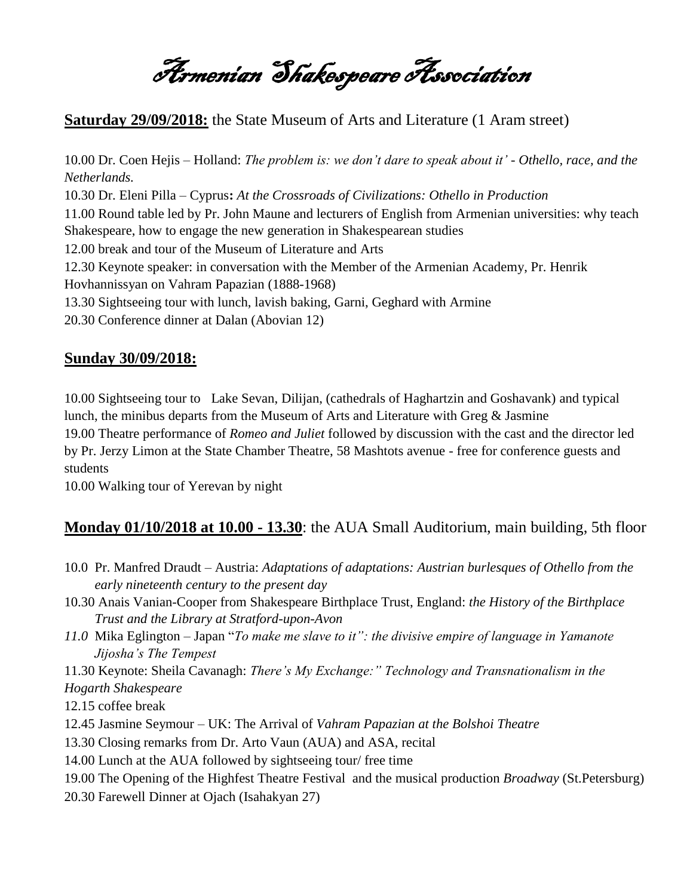# Armenian Shakespeare Association

**Saturday 29/09/2018:** the State Museum of Arts and Literature (1 Aram street)

10.00 Dr. Coen Hejis – Holland: *The problem is: we don't dare to speak about it' - Othello, race, and the Netherlands.*
10.30 Dr. Eleni Pilla – Cyprus**:** *At the Crossroads of Civilizations: Othello in Production*
11.00 Round table led by Pr. John Maune and lecturers of English from Armenian universities: why teach Shakespeare, how to engage the new generation in Shakespearean studies
12.00 break and tour of the Museum of Literature and Arts
12.30 Keynote speaker: in conversation with the Member of the Armenian Academy, Pr. Henrik Hovhannissyan on Vahram Papazian (1888-1968)
13.30 Sightseeing tour with lunch, lavish baking, Garni, Geghard with Armine
20.30 Conference dinner at Dalan (Abovian 12)

**Sunday 30/09/2018:**

10.00 Sightseeing tour to Lake Sevan, Dilijan, (cathedrals of Haghartzin and Goshavank) and typical lunch, the minibus departs from the Museum of Arts and Literature with Greg & Jasmine
19.00 Theatre performance of *Romeo and Juliet* followed by discussion with the cast and the director led by Pr. Jerzy Limon at the State Chamber Theatre, 58 Mashtots avenue - free for conference guests and students
10.00 Walking tour of Yerevan by night

**Monday 01/10/2018 at 10.00 - 13.30**: the AUA Small Auditorium, main building, 5th floor

- 10.0 Pr. Manfred Draudt – Austria: *Adaptations of adaptations: Austrian burlesques of Othello from the early nineteenth century to the present day*
- 10.30 Anais Vanian-Cooper from Shakespeare Birthplace Trust, England: *the History of the Birthplace Trust and the Library at Stratford-upon-Avon*
- *11.0* Mika Eglington – Japan "*To make me slave to it": the divisive empire of language in Yamanote Jijosha's The Tempest*

11.30 Keynote: Sheila Cavanagh: *There's My Exchange:" Technology and Transnationalism in the Hogarth Shakespeare*
12.15 coffee break
12.45 Jasmine Seymour – UK: The Arrival of *Vahram Papazian at the Bolshoi Theatre*
13.30 Closing remarks from Dr. Arto Vaun (AUA) and ASA, recital
14.00 Lunch at the AUA followed by sightseeing tour/ free time
19.00 The Opening of the Highfest Theatre Festival and the musical production *Broadway* (St.Petersburg)
20.30 Farewell Dinner at Ojach (Isahakyan 27)